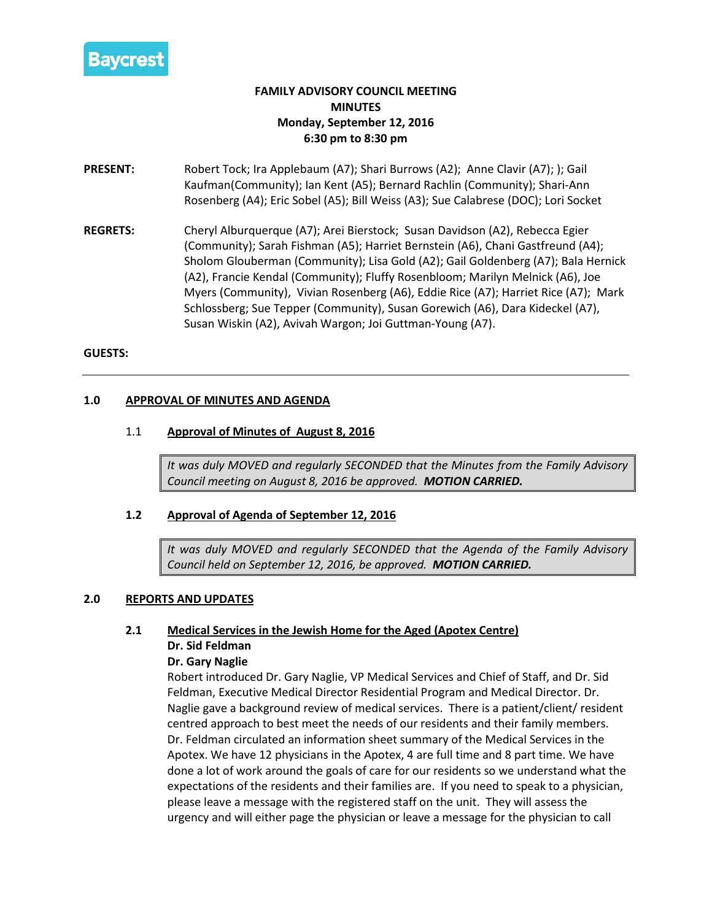Baycrest

# FAMILY ADVISORY COUNCIL MEETING
## MINUTES
**Monday, September 12, 2016**
**6:30 pm to 8:30 pm**

**PRESENT:** Robert Tock; Ira Applebaum (A7); Shari Burrows (A2); Anne Clavir (A7); ); Gail Kaufman(Community); Ian Kent (A5); Bernard Rachlin (Community); Shari-Ann Rosenberg (A4); Eric Sobel (A5); Bill Weiss (A3); Sue Calabrese (DOC); Lori Socket

**REGRETS:** Cheryl Alburquerque (A7); Arei Bierstock; Susan Davidson (A2), Rebecca Egier (Community); Sarah Fishman (A5); Harriet Bernstein (A6), Chani Gastfreund (A4); Sholom Glouberman (Community); Lisa Gold (A2); Gail Goldenberg (A7); Bala Hernick (A2), Francie Kendal (Community); Fluffy Rosenbloom; Marilyn Melnick (A6), Joe Myers (Community), Vivian Rosenberg (A6), Eddie Rice (A7); Harriet Rice (A7); Mark Schlossberg; Sue Tepper (Community), Susan Gorewich (A6), Dara Kideckel (A7), Susan Wiskin (A2), Avivah Wargon; Joi Guttman-Young (A7).

**GUESTS:**

---

## 1.0 APPROVAL OF MINUTES AND AGENDA

### 1.1 Approval of Minutes of August 8, 2016

> *It was duly MOVED and regularly SECONDED that the Minutes from the Family Advisory Council meeting on August 8, 2016 be approved.* ***MOTION CARRIED.***

### 1.2 Approval of Agenda of September 12, 2016

> *It was duly MOVED and regularly SECONDED that the Agenda of the Family Advisory Council held on September 12, 2016, be approved.* ***MOTION CARRIED.***

## 2.0 REPORTS AND UPDATES

### 2.1 Medical Services in the Jewish Home for the Aged (Apotex Centre)

**Dr. Sid Feldman**
**Dr. Gary Naglie**

Robert introduced Dr. Gary Naglie, VP Medical Services and Chief of Staff, and Dr. Sid Feldman, Executive Medical Director Residential Program and Medical Director. Dr. Naglie gave a background review of medical services. There is a patient/client/ resident centred approach to best meet the needs of our residents and their family members. Dr. Feldman circulated an information sheet summary of the Medical Services in the Apotex. We have 12 physicians in the Apotex, 4 are full time and 8 part time. We have done a lot of work around the goals of care for our residents so we understand what the expectations of the residents and their families are. If you need to speak to a physician, please leave a message with the registered staff on the unit. They will assess the urgency and will either page the physician or leave a message for the physician to call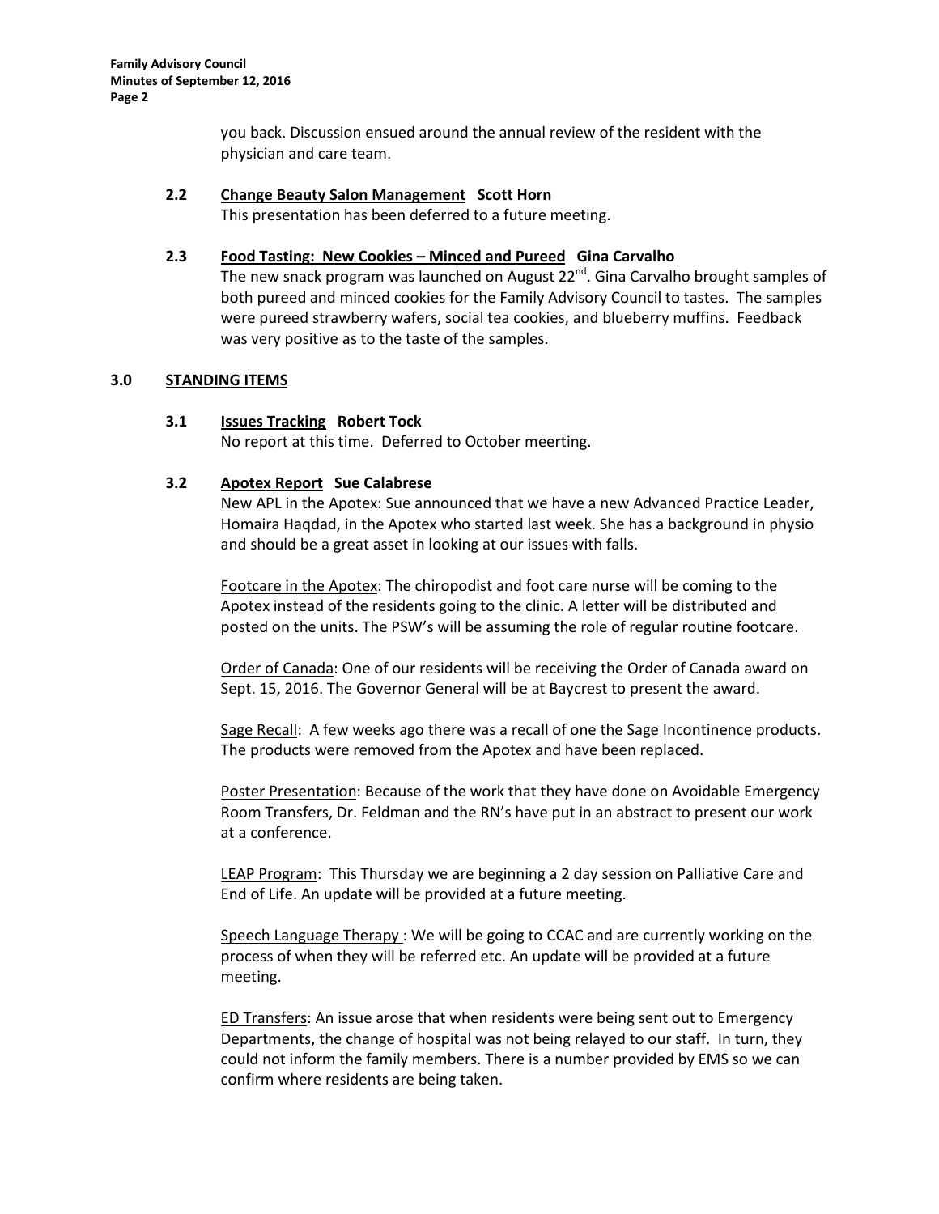you back. Discussion ensued around the annual review of the resident with the physician and care team.

### 2.2 <u>Change Beauty Salon Management</u> Scott Horn

This presentation has been deferred to a future meeting.

### 2.3 <u>Food Tasting: New Cookies – Minced and Pureed</u> Gina Carvalho

The new snack program was launched on August 22nd. Gina Carvalho brought samples of both pureed and minced cookies for the Family Advisory Council to tastes. The samples were pureed strawberry wafers, social tea cookies, and blueberry muffins. Feedback was very positive as to the taste of the samples.

## 3.0 <u>STANDING ITEMS</u>

### 3.1 <u>Issues Tracking</u> Robert Tock

No report at this time. Deferred to October meerting.

### 3.2 <u>Apotex Report</u> Sue Calabrese

<u>New APL in the Apotex</u>: Sue announced that we have a new Advanced Practice Leader, Homaira Haqdad, in the Apotex who started last week. She has a background in physio and should be a great asset in looking at our issues with falls.

<u>Footcare in the Apotex</u>: The chiropodist and foot care nurse will be coming to the Apotex instead of the residents going to the clinic. A letter will be distributed and posted on the units. The PSW's will be assuming the role of regular routine footcare.

<u>Order of Canada</u>: One of our residents will be receiving the Order of Canada award on Sept. 15, 2016. The Governor General will be at Baycrest to present the award.

<u>Sage Recall</u>: A few weeks ago there was a recall of one the Sage Incontinence products. The products were removed from the Apotex and have been replaced.

<u>Poster Presentation</u>: Because of the work that they have done on Avoidable Emergency Room Transfers, Dr. Feldman and the RN's have put in an abstract to present our work at a conference.

<u>LEAP Program</u>: This Thursday we are beginning a 2 day session on Palliative Care and End of Life. An update will be provided at a future meeting.

<u>Speech Language Therapy</u> : We will be going to CCAC and are currently working on the process of when they will be referred etc. An update will be provided at a future meeting.

<u>ED Transfers</u>: An issue arose that when residents were being sent out to Emergency Departments, the change of hospital was not being relayed to our staff. In turn, they could not inform the family members. There is a number provided by EMS so we can confirm where residents are being taken.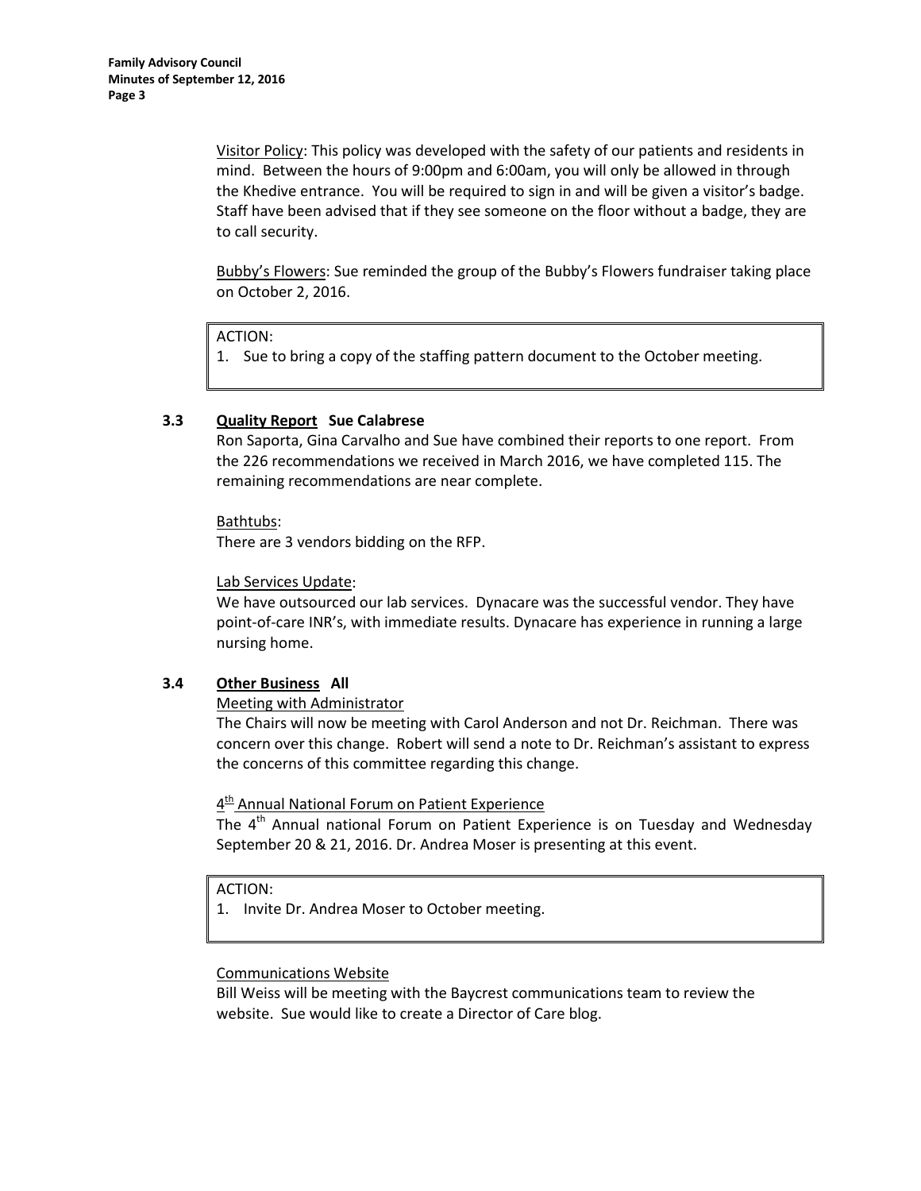Visitor Policy: This policy was developed with the safety of our patients and residents in mind. Between the hours of 9:00pm and 6:00am, you will only be allowed in through the Khedive entrance. You will be required to sign in and will be given a visitor's badge. Staff have been advised that if they see someone on the floor without a badge, they are to call security.

Bubby's Flowers: Sue reminded the group of the Bubby's Flowers fundraiser taking place on October 2, 2016.

> ACTION:
> 1. Sue to bring a copy of the staffing pattern document to the October meeting.

**3.3 Quality Report Sue Calabrese**

Ron Saporta, Gina Carvalho and Sue have combined their reports to one report. From the 226 recommendations we received in March 2016, we have completed 115. The remaining recommendations are near complete.

Bathtubs:
There are 3 vendors bidding on the RFP.

Lab Services Update:
We have outsourced our lab services. Dynacare was the successful vendor. They have point-of-care INR's, with immediate results. Dynacare has experience in running a large nursing home.

**3.4 Other Business All**

Meeting with Administrator
The Chairs will now be meeting with Carol Anderson and not Dr. Reichman. There was concern over this change. Robert will send a note to Dr. Reichman's assistant to express the concerns of this committee regarding this change.

4th Annual National Forum on Patient Experience
The 4th Annual national Forum on Patient Experience is on Tuesday and Wednesday September 20 & 21, 2016. Dr. Andrea Moser is presenting at this event.

> ACTION:
> 1. Invite Dr. Andrea Moser to October meeting.

Communications Website
Bill Weiss will be meeting with the Baycrest communications team to review the website. Sue would like to create a Director of Care blog.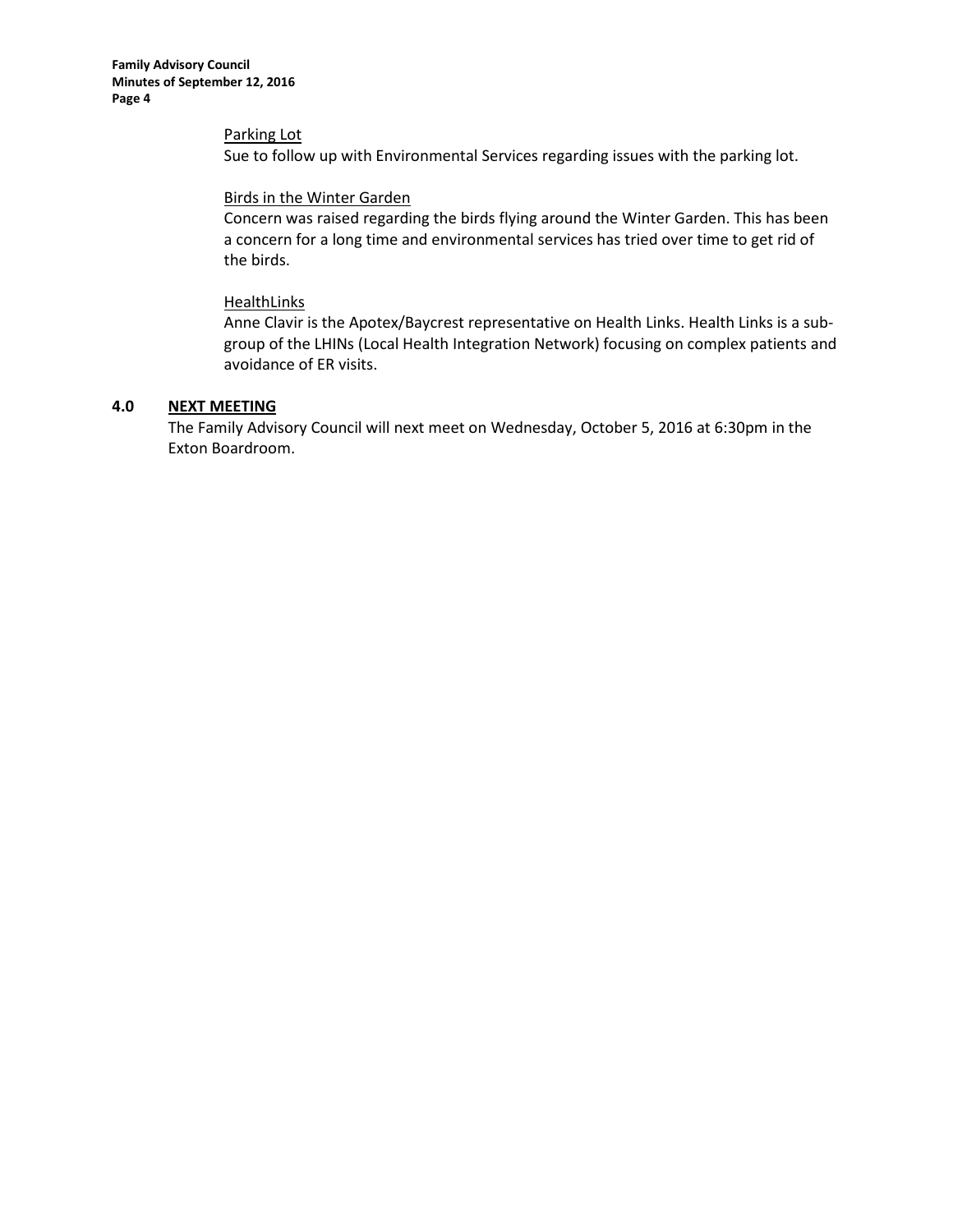Parking Lot

Sue to follow up with Environmental Services regarding issues with the parking lot.

Birds in the Winter Garden

Concern was raised regarding the birds flying around the Winter Garden. This has been a concern for a long time and environmental services has tried over time to get rid of the birds.

HealthLinks

Anne Clavir is the Apotex/Baycrest representative on Health Links. Health Links is a sub-group of the LHINs (Local Health Integration Network) focusing on complex patients and avoidance of ER visits.

## 4.0 NEXT MEETING

The Family Advisory Council will next meet on Wednesday, October 5, 2016 at 6:30pm in the Exton Boardroom.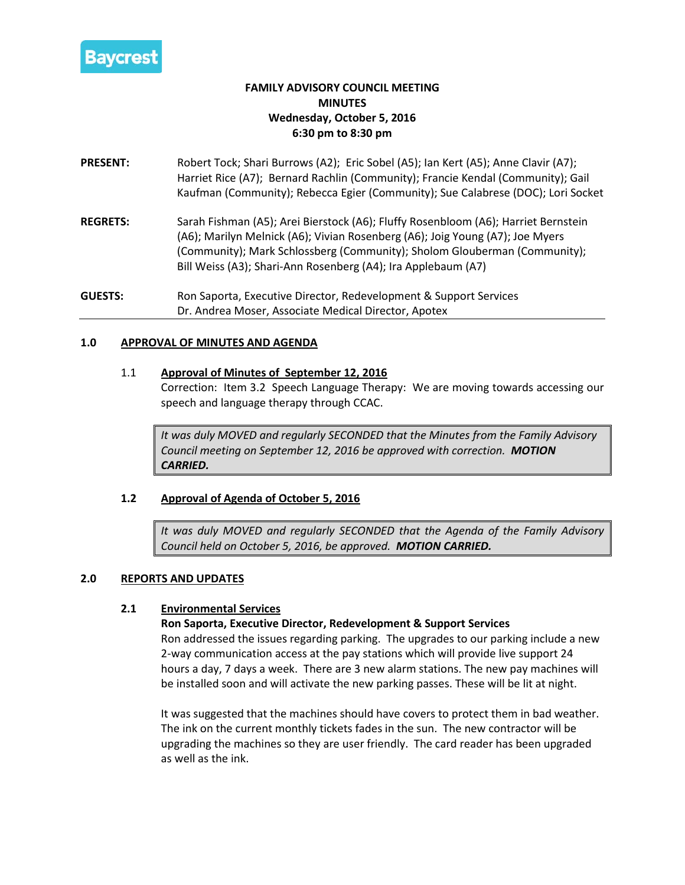Baycrest

**FAMILY ADVISORY COUNCIL MEETING**
**MINUTES**
**Wednesday, October 5, 2016**
**6:30 pm to 8:30 pm**

**PRESENT:** Robert Tock; Shari Burrows (A2); Eric Sobel (A5); Ian Kert (A5); Anne Clavir (A7); Harriet Rice (A7); Bernard Rachlin (Community); Francie Kendal (Community); Gail Kaufman (Community); Rebecca Egier (Community); Sue Calabrese (DOC); Lori Socket

**REGRETS:** Sarah Fishman (A5); Arei Bierstock (A6); Fluffy Rosenbloom (A6); Harriet Bernstein (A6); Marilyn Melnick (A6); Vivian Rosenberg (A6); Joig Young (A7); Joe Myers (Community); Mark Schlossberg (Community); Sholom Glouberman (Community); Bill Weiss (A3); Shari-Ann Rosenberg (A4); Ira Applebaum (A7)

**GUESTS:** Ron Saporta, Executive Director, Redevelopment & Support Services
Dr. Andrea Moser, Associate Medical Director, Apotex

---

## 1.0 APPROVAL OF MINUTES AND AGENDA

### 1.1 Approval of Minutes of September 12, 2016

Correction: Item 3.2 Speech Language Therapy: We are moving towards accessing our speech and language therapy through CCAC.

> *It was duly MOVED and regularly SECONDED that the Minutes from the Family Advisory Council meeting on September 12, 2016 be approved with correction.* ***MOTION CARRIED.***

### 1.2 Approval of Agenda of October 5, 2016

> *It was duly MOVED and regularly SECONDED that the Agenda of the Family Advisory Council held on October 5, 2016, be approved.* ***MOTION CARRIED.***

## 2.0 REPORTS AND UPDATES

### 2.1 Environmental Services

**Ron Saporta, Executive Director, Redevelopment & Support Services**

Ron addressed the issues regarding parking. The upgrades to our parking include a new 2-way communication access at the pay stations which will provide live support 24 hours a day, 7 days a week. There are 3 new alarm stations. The new pay machines will be installed soon and will activate the new parking passes. These will be lit at night.

It was suggested that the machines should have covers to protect them in bad weather. The ink on the current monthly tickets fades in the sun. The new contractor will be upgrading the machines so they are user friendly. The card reader has been upgraded as well as the ink.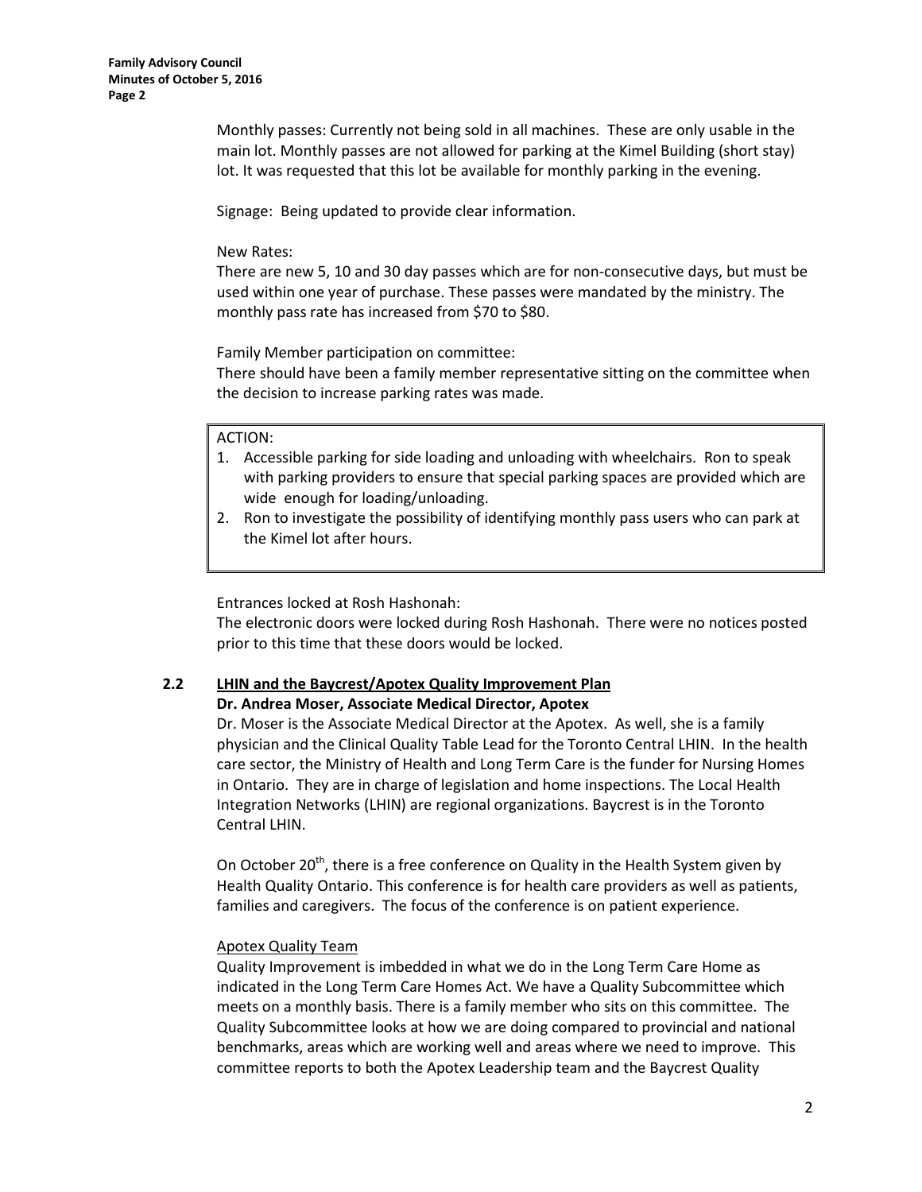Monthly passes: Currently not being sold in all machines. These are only usable in the main lot. Monthly passes are not allowed for parking at the Kimel Building (short stay) lot. It was requested that this lot be available for monthly parking in the evening.

Signage: Being updated to provide clear information.

New Rates:
There are new 5, 10 and 30 day passes which are for non-consecutive days, but must be used within one year of purchase. These passes were mandated by the ministry. The monthly pass rate has increased from $70 to $80.

Family Member participation on committee:
There should have been a family member representative sitting on the committee when the decision to increase parking rates was made.

> ACTION:
> 1. Accessible parking for side loading and unloading with wheelchairs. Ron to speak with parking providers to ensure that special parking spaces are provided which are wide enough for loading/unloading.
> 2. Ron to investigate the possibility of identifying monthly pass users who can park at the Kimel lot after hours.

Entrances locked at Rosh Hashonah:
The electronic doors were locked during Rosh Hashonah. There were no notices posted prior to this time that these doors would be locked.

### 2.2 <u>LHIN and the Baycrest/Apotex Quality Improvement Plan</u>

**Dr. Andrea Moser, Associate Medical Director, Apotex**

Dr. Moser is the Associate Medical Director at the Apotex. As well, she is a family physician and the Clinical Quality Table Lead for the Toronto Central LHIN. In the health care sector, the Ministry of Health and Long Term Care is the funder for Nursing Homes in Ontario. They are in charge of legislation and home inspections. The Local Health Integration Networks (LHIN) are regional organizations. Baycrest is in the Toronto Central LHIN.

On October 20th, there is a free conference on Quality in the Health System given by Health Quality Ontario. This conference is for health care providers as well as patients, families and caregivers. The focus of the conference is on patient experience.

<u>Apotex Quality Team</u>

Quality Improvement is imbedded in what we do in the Long Term Care Home as indicated in the Long Term Care Homes Act. We have a Quality Subcommittee which meets on a monthly basis. There is a family member who sits on this committee. The Quality Subcommittee looks at how we are doing compared to provincial and national benchmarks, areas which are working well and areas where we need to improve. This committee reports to both the Apotex Leadership team and the Baycrest Quality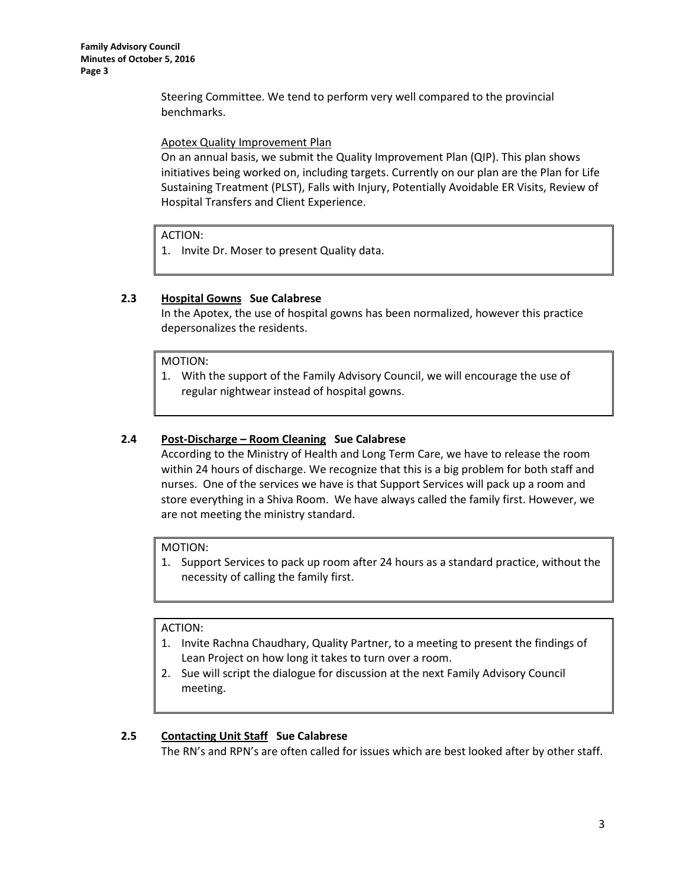Steering Committee. We tend to perform very well compared to the provincial benchmarks.

Apotex Quality Improvement Plan

On an annual basis, we submit the Quality Improvement Plan (QIP). This plan shows initiatives being worked on, including targets. Currently on our plan are the Plan for Life Sustaining Treatment (PLST), Falls with Injury, Potentially Avoidable ER Visits, Review of Hospital Transfers and Client Experience.

ACTION:

1. Invite Dr. Moser to present Quality data.

### 2.3 Hospital Gowns   Sue Calabrese

In the Apotex, the use of hospital gowns has been normalized, however this practice depersonalizes the residents.

MOTION:

1. With the support of the Family Advisory Council, we will encourage the use of regular nightwear instead of hospital gowns.

### 2.4 Post-Discharge – Room Cleaning   Sue Calabrese

According to the Ministry of Health and Long Term Care, we have to release the room within 24 hours of discharge. We recognize that this is a big problem for both staff and nurses. One of the services we have is that Support Services will pack up a room and store everything in a Shiva Room. We have always called the family first. However, we are not meeting the ministry standard.

MOTION:

1. Support Services to pack up room after 24 hours as a standard practice, without the necessity of calling the family first.

ACTION:

1. Invite Rachna Chaudhary, Quality Partner, to a meeting to present the findings of Lean Project on how long it takes to turn over a room.
2. Sue will script the dialogue for discussion at the next Family Advisory Council meeting.

### 2.5 Contacting Unit Staff   Sue Calabrese

The RN's and RPN's are often called for issues which are best looked after by other staff.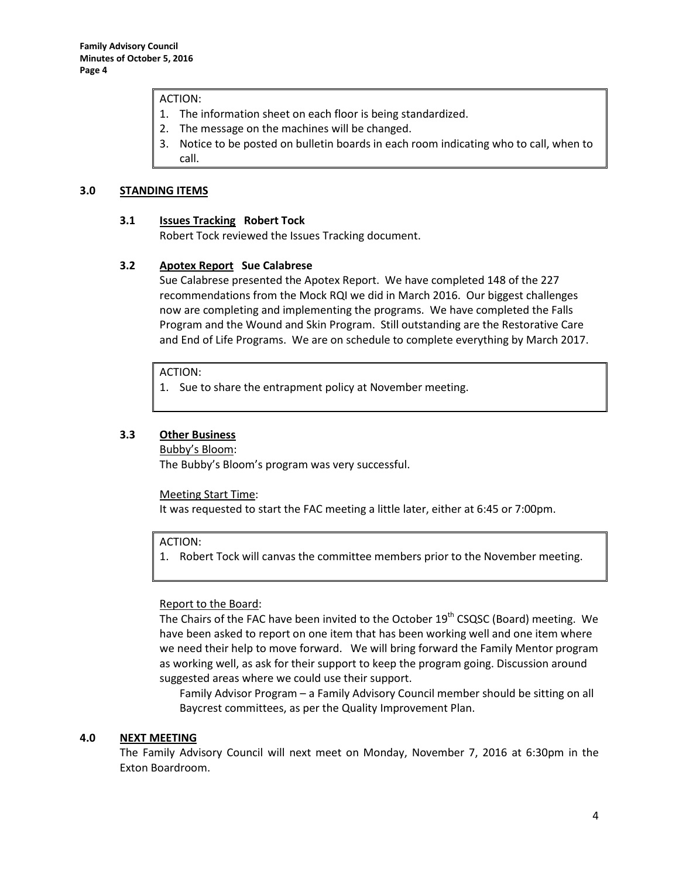ACTION:
1. The information sheet on each floor is being standardized.
2. The message on the machines will be changed.
3. Notice to be posted on bulletin boards in each room indicating who to call, when to call.

## 3.0 STANDING ITEMS

### 3.1 Issues Tracking Robert Tock

Robert Tock reviewed the Issues Tracking document.

### 3.2 Apotex Report Sue Calabrese

Sue Calabrese presented the Apotex Report. We have completed 148 of the 227 recommendations from the Mock RQI we did in March 2016. Our biggest challenges now are completing and implementing the programs. We have completed the Falls Program and the Wound and Skin Program. Still outstanding are the Restorative Care and End of Life Programs. We are on schedule to complete everything by March 2017.

ACTION:
1. Sue to share the entrapment policy at November meeting.

### 3.3 Other Business

Bubby's Bloom:

The Bubby's Bloom's program was very successful.

Meeting Start Time:

It was requested to start the FAC meeting a little later, either at 6:45 or 7:00pm.

ACTION:
1. Robert Tock will canvas the committee members prior to the November meeting.

Report to the Board:

The Chairs of the FAC have been invited to the October 19th CSQSC (Board) meeting. We have been asked to report on one item that has been working well and one item where we need their help to move forward. We will bring forward the Family Mentor program as working well, as ask for their support to keep the program going. Discussion around suggested areas where we could use their support.

Family Advisor Program – a Family Advisory Council member should be sitting on all Baycrest committees, as per the Quality Improvement Plan.

## 4.0 NEXT MEETING

The Family Advisory Council will next meet on Monday, November 7, 2016 at 6:30pm in the Exton Boardroom.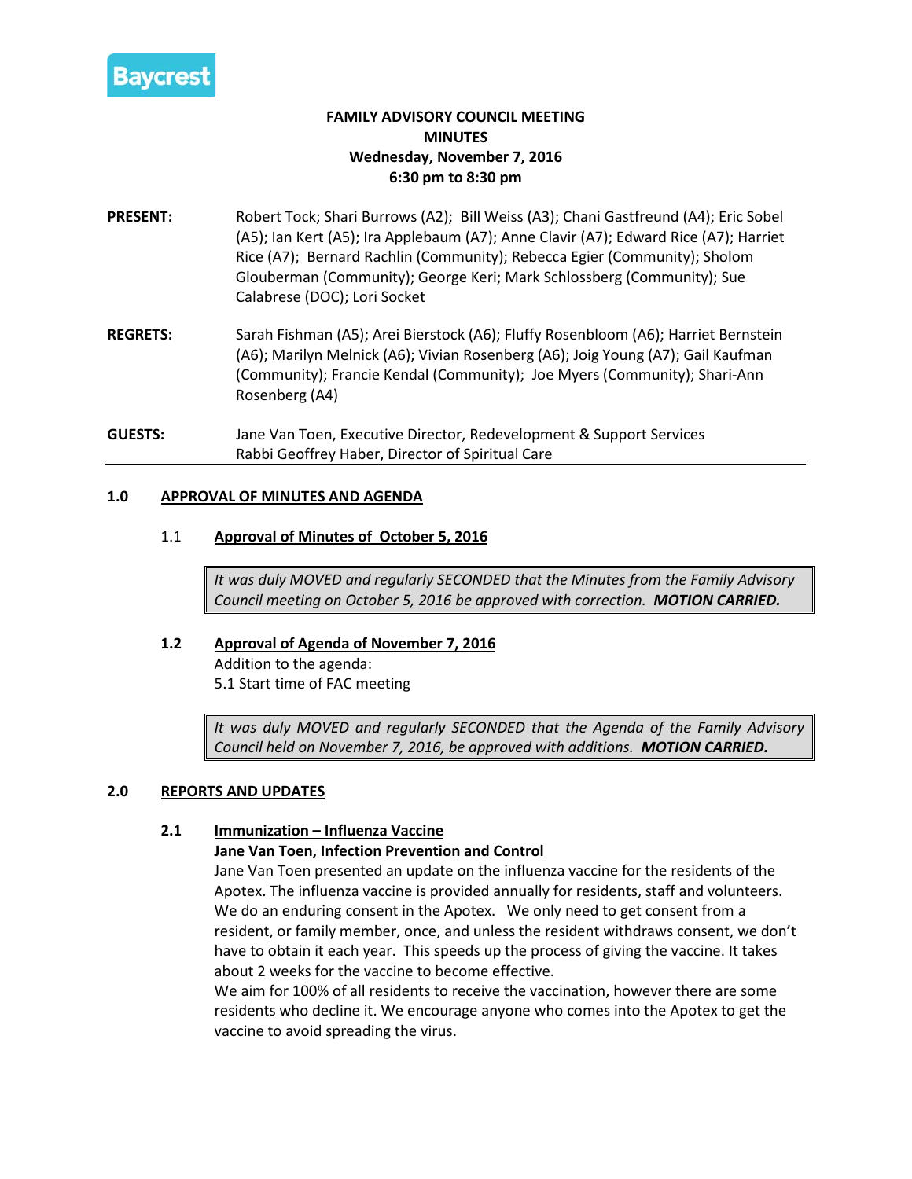Baycrest

**FAMILY ADVISORY COUNCIL MEETING**
**MINUTES**
**Wednesday, November 7, 2016**
**6:30 pm to 8:30 pm**

**PRESENT:** Robert Tock; Shari Burrows (A2); Bill Weiss (A3); Chani Gastfreund (A4); Eric Sobel (A5); Ian Kert (A5); Ira Applebaum (A7); Anne Clavir (A7); Edward Rice (A7); Harriet Rice (A7); Bernard Rachlin (Community); Rebecca Egier (Community); Sholom Glouberman (Community); George Keri; Mark Schlossberg (Community); Sue Calabrese (DOC); Lori Socket

**REGRETS:** Sarah Fishman (A5); Arei Bierstock (A6); Fluffy Rosenbloom (A6); Harriet Bernstein (A6); Marilyn Melnick (A6); Vivian Rosenberg (A6); Joig Young (A7); Gail Kaufman (Community); Francie Kendal (Community); Joe Myers (Community); Shari-Ann Rosenberg (A4)

**GUESTS:** Jane Van Toen, Executive Director, Redevelopment & Support Services
Rabbi Geoffrey Haber, Director of Spiritual Care

## 1.0 APPROVAL OF MINUTES AND AGENDA

### 1.1 Approval of Minutes of October 5, 2016

*It was duly MOVED and regularly SECONDED that the Minutes from the Family Advisory Council meeting on October 5, 2016 be approved with correction.* ***MOTION CARRIED.***

### 1.2 Approval of Agenda of November 7, 2016

Addition to the agenda:
5.1 Start time of FAC meeting

*It was duly MOVED and regularly SECONDED that the Agenda of the Family Advisory Council held on November 7, 2016, be approved with additions.* ***MOTION CARRIED.***

## 2.0 REPORTS AND UPDATES

### 2.1 Immunization – Influenza Vaccine

**Jane Van Toen, Infection Prevention and Control**

Jane Van Toen presented an update on the influenza vaccine for the residents of the Apotex. The influenza vaccine is provided annually for residents, staff and volunteers. We do an enduring consent in the Apotex. We only need to get consent from a resident, or family member, once, and unless the resident withdraws consent, we don't have to obtain it each year. This speeds up the process of giving the vaccine. It takes about 2 weeks for the vaccine to become effective.

We aim for 100% of all residents to receive the vaccination, however there are some residents who decline it. We encourage anyone who comes into the Apotex to get the vaccine to avoid spreading the virus.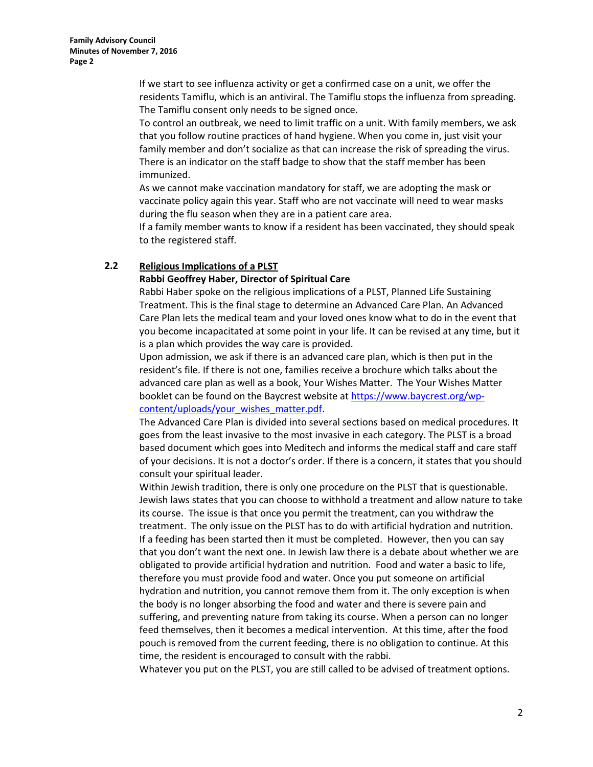If we start to see influenza activity or get a confirmed case on a unit, we offer the residents Tamiflu, which is an antiviral. The Tamiflu stops the influenza from spreading. The Tamiflu consent only needs to be signed once.

To control an outbreak, we need to limit traffic on a unit. With family members, we ask that you follow routine practices of hand hygiene. When you come in, just visit your family member and don't socialize as that can increase the risk of spreading the virus. There is an indicator on the staff badge to show that the staff member has been immunized.

As we cannot make vaccination mandatory for staff, we are adopting the mask or vaccinate policy again this year. Staff who are not vaccinate will need to wear masks during the flu season when they are in a patient care area.

If a family member wants to know if a resident has been vaccinated, they should speak to the registered staff.

### 2.2 Religious Implications of a PLST

**Rabbi Geoffrey Haber, Director of Spiritual Care**

Rabbi Haber spoke on the religious implications of a PLST, Planned Life Sustaining Treatment. This is the final stage to determine an Advanced Care Plan. An Advanced Care Plan lets the medical team and your loved ones know what to do in the event that you become incapacitated at some point in your life. It can be revised at any time, but it is a plan which provides the way care is provided.

Upon admission, we ask if there is an advanced care plan, which is then put in the resident's file. If there is not one, families receive a brochure which talks about the advanced care plan as well as a book, Your Wishes Matter. The Your Wishes Matter booklet can be found on the Baycrest website at [https://www.baycrest.org/wp-content/uploads/your_wishes_matter.pdf](https://www.baycrest.org/wp-content/uploads/your_wishes_matter.pdf).

The Advanced Care Plan is divided into several sections based on medical procedures. It goes from the least invasive to the most invasive in each category. The PLST is a broad based document which goes into Meditech and informs the medical staff and care staff of your decisions. It is not a doctor's order. If there is a concern, it states that you should consult your spiritual leader.

Within Jewish tradition, there is only one procedure on the PLST that is questionable. Jewish laws states that you can choose to withhold a treatment and allow nature to take its course. The issue is that once you permit the treatment, can you withdraw the treatment. The only issue on the PLST has to do with artificial hydration and nutrition. If a feeding has been started then it must be completed. However, then you can say that you don't want the next one. In Jewish law there is a debate about whether we are obligated to provide artificial hydration and nutrition. Food and water a basic to life, therefore you must provide food and water. Once you put someone on artificial hydration and nutrition, you cannot remove them from it. The only exception is when the body is no longer absorbing the food and water and there is severe pain and suffering, and preventing nature from taking its course. When a person can no longer feed themselves, then it becomes a medical intervention. At this time, after the food pouch is removed from the current feeding, there is no obligation to continue. At this time, the resident is encouraged to consult with the rabbi.

Whatever you put on the PLST, you are still called to be advised of treatment options.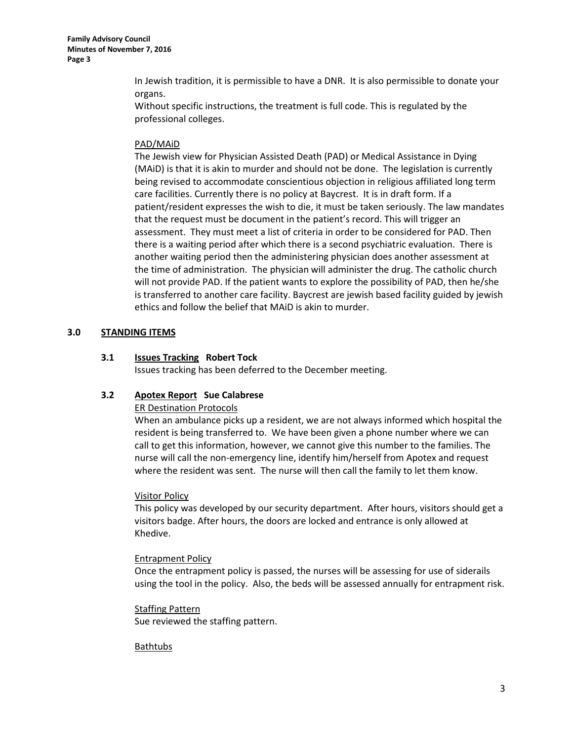In Jewish tradition, it is permissible to have a DNR. It is also permissible to donate your organs.

Without specific instructions, the treatment is full code. This is regulated by the professional colleges.

PAD/MAiD

The Jewish view for Physician Assisted Death (PAD) or Medical Assistance in Dying (MAiD) is that it is akin to murder and should not be done. The legislation is currently being revised to accommodate conscientious objection in religious affiliated long term care facilities. Currently there is no policy at Baycrest. It is in draft form. If a patient/resident expresses the wish to die, it must be taken seriously. The law mandates that the request must be document in the patient's record. This will trigger an assessment. They must meet a list of criteria in order to be considered for PAD. Then there is a waiting period after which there is a second psychiatric evaluation. There is another waiting period then the administering physician does another assessment at the time of administration. The physician will administer the drug. The catholic church will not provide PAD. If the patient wants to explore the possibility of PAD, then he/she is transferred to another care facility. Baycrest are jewish based facility guided by jewish ethics and follow the belief that MAiD is akin to murder.

## 3.0 STANDING ITEMS

### 3.1 Issues Tracking **Robert Tock**

Issues tracking has been deferred to the December meeting.

### 3.2 Apotex Report **Sue Calabrese**

ER Destination Protocols

When an ambulance picks up a resident, we are not always informed which hospital the resident is being transferred to. We have been given a phone number where we can call to get this information, however, we cannot give this number to the families. The nurse will call the non-emergency line, identify him/herself from Apotex and request where the resident was sent. The nurse will then call the family to let them know.

Visitor Policy

This policy was developed by our security department. After hours, visitors should get a visitors badge. After hours, the doors are locked and entrance is only allowed at Khedive.

Entrapment Policy

Once the entrapment policy is passed, the nurses will be assessing for use of siderails using the tool in the policy. Also, the beds will be assessed annually for entrapment risk.

Staffing Pattern

Sue reviewed the staffing pattern.

Bathtubs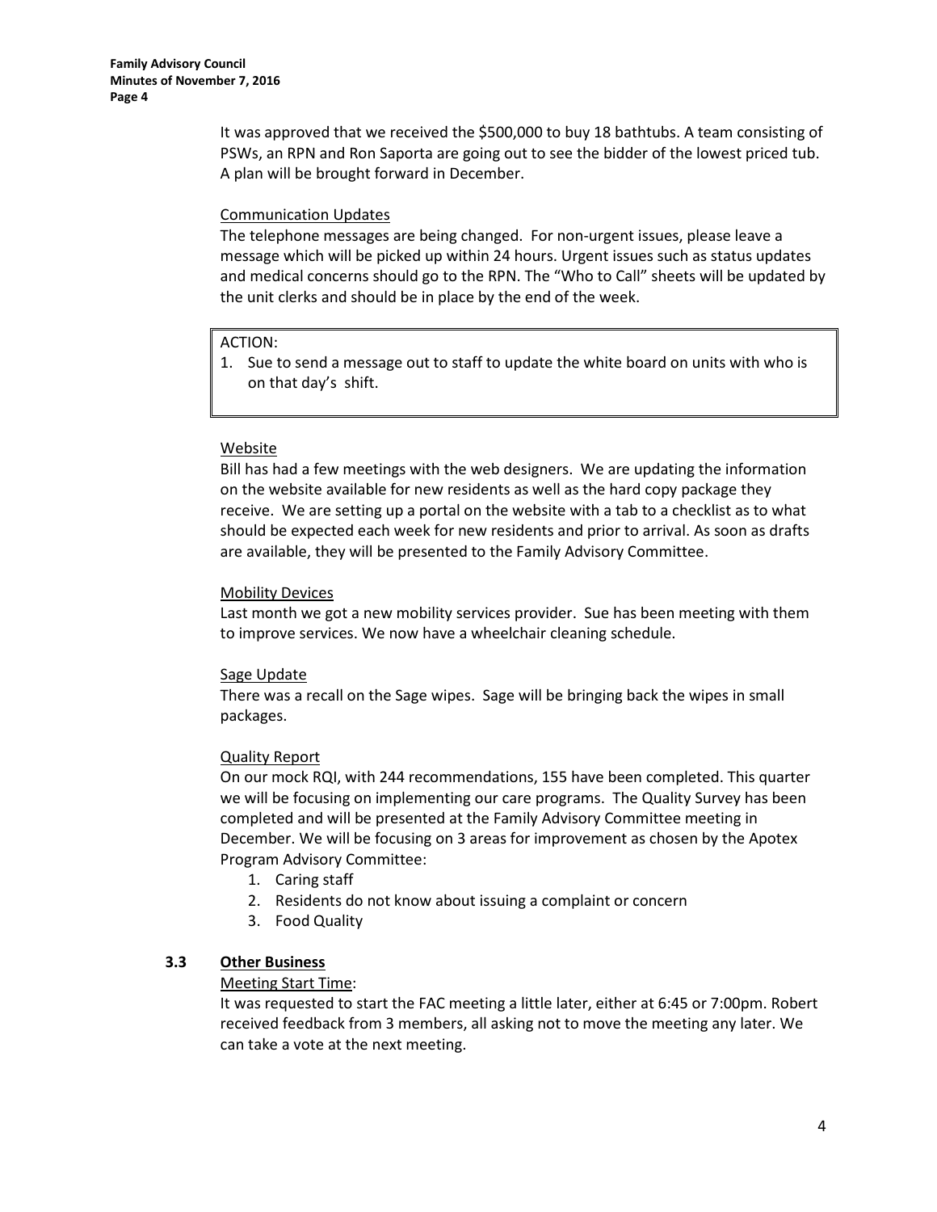It was approved that we received the $500,000 to buy 18 bathtubs. A team consisting of PSWs, an RPN and Ron Saporta are going out to see the bidder of the lowest priced tub. A plan will be brought forward in December.

Communication Updates

The telephone messages are being changed. For non-urgent issues, please leave a message which will be picked up within 24 hours. Urgent issues such as status updates and medical concerns should go to the RPN. The "Who to Call" sheets will be updated by the unit clerks and should be in place by the end of the week.

| ACTION: |
| --- |
| 1. Sue to send a message out to staff to update the white board on units with who is on that day's shift. |

Website

Bill has had a few meetings with the web designers. We are updating the information on the website available for new residents as well as the hard copy package they receive. We are setting up a portal on the website with a tab to a checklist as to what should be expected each week for new residents and prior to arrival. As soon as drafts are available, they will be presented to the Family Advisory Committee.

Mobility Devices

Last month we got a new mobility services provider. Sue has been meeting with them to improve services. We now have a wheelchair cleaning schedule.

Sage Update

There was a recall on the Sage wipes. Sage will be bringing back the wipes in small packages.

Quality Report

On our mock RQI, with 244 recommendations, 155 have been completed. This quarter we will be focusing on implementing our care programs. The Quality Survey has been completed and will be presented at the Family Advisory Committee meeting in December. We will be focusing on 3 areas for improvement as chosen by the Apotex Program Advisory Committee:

1. Caring staff
2. Residents do not know about issuing a complaint or concern
3. Food Quality

### 3.3 Other Business

Meeting Start Time:

It was requested to start the FAC meeting a little later, either at 6:45 or 7:00pm. Robert received feedback from 3 members, all asking not to move the meeting any later. We can take a vote at the next meeting.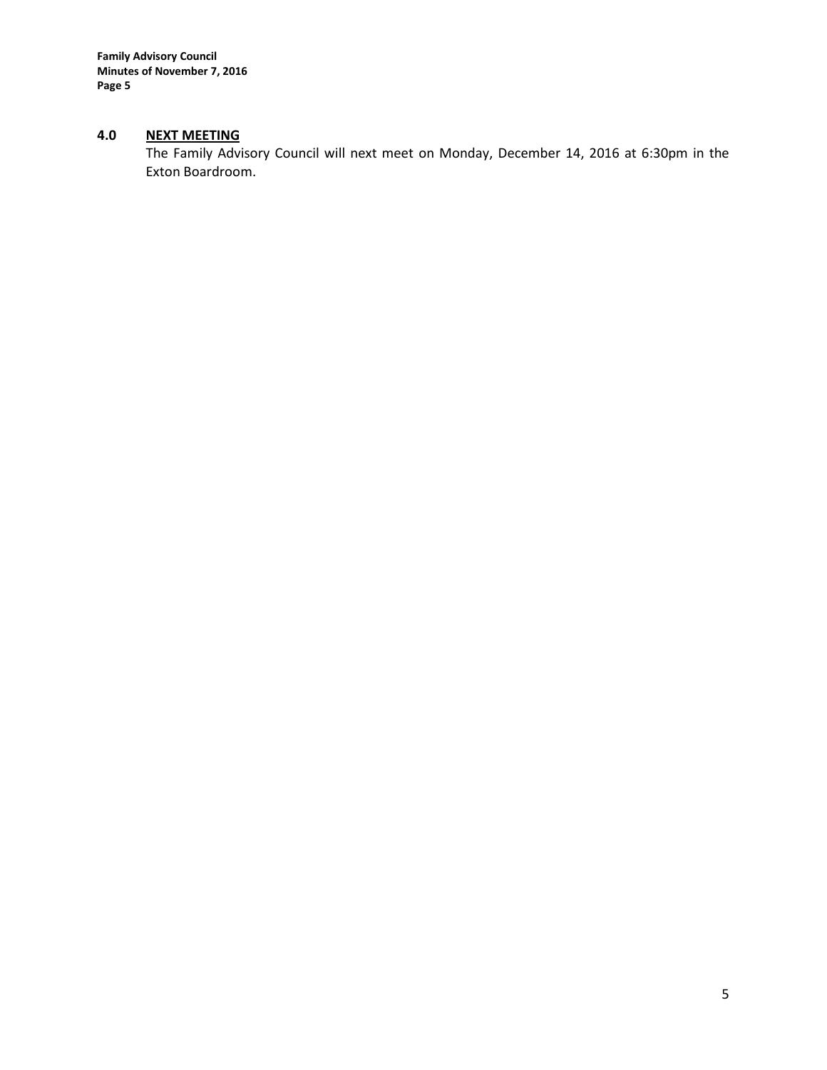## 4.0 NEXT MEETING

The Family Advisory Council will next meet on Monday, December 14, 2016 at 6:30pm in the Exton Boardroom.